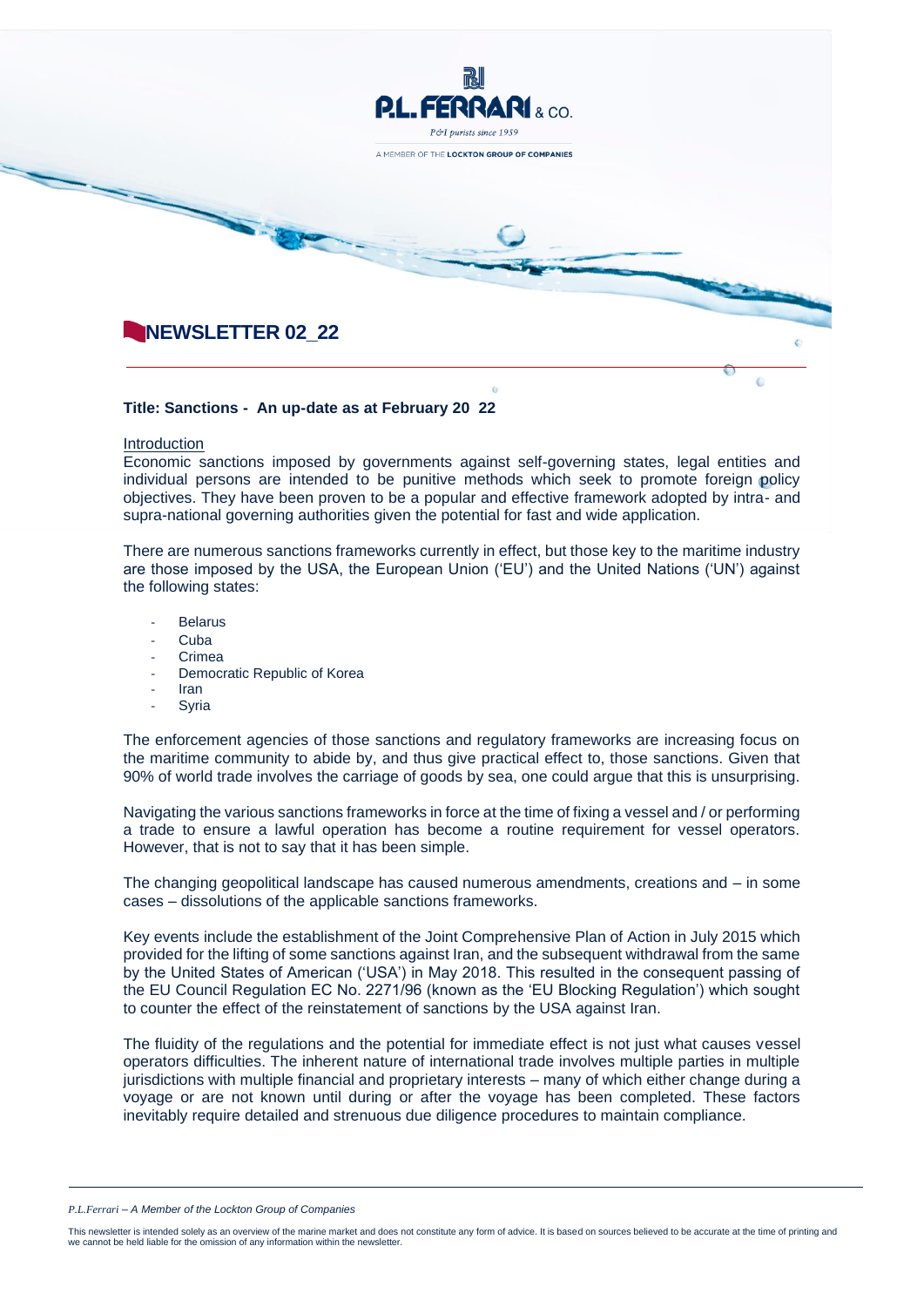# NEWSLETTER 02_22

**Title: Sanctions - An up-date as at February 20 22**

Introduction

Economic sanctions imposed by governments against self-governing states, legal entities and individual persons are intended to be punitive methods which seek to promote foreign policy objectives. They have been proven to be a popular and effective framework adopted by intra- and supra-national governing authorities given the potential for fast and wide application.

There are numerous sanctions frameworks currently in effect, but those key to the maritime industry are those imposed by the USA, the European Union ('EU') and the United Nations ('UN') against the following states:

- Belarus
- Cuba
- Crimea
- Democratic Republic of Korea
- Iran
- Syria

The enforcement agencies of those sanctions and regulatory frameworks are increasing focus on the maritime community to abide by, and thus give practical effect to, those sanctions. Given that 90% of world trade involves the carriage of goods by sea, one could argue that this is unsurprising.

Navigating the various sanctions frameworks in force at the time of fixing a vessel and / or performing a trade to ensure a lawful operation has become a routine requirement for vessel operators. However, that is not to say that it has been simple.

The changing geopolitical landscape has caused numerous amendments, creations and – in some cases – dissolutions of the applicable sanctions frameworks.

Key events include the establishment of the Joint Comprehensive Plan of Action in July 2015 which provided for the lifting of some sanctions against Iran, and the subsequent withdrawal from the same by the United States of American ('USA') in May 2018. This resulted in the consequent passing of the EU Council Regulation EC No. 2271/96 (known as the 'EU Blocking Regulation') which sought to counter the effect of the reinstatement of sanctions by the USA against Iran.

The fluidity of the regulations and the potential for immediate effect is not just what causes vessel operators difficulties. The inherent nature of international trade involves multiple parties in multiple jurisdictions with multiple financial and proprietary interests – many of which either change during a voyage or are not known until during or after the voyage has been completed. These factors inevitably require detailed and strenuous due diligence procedures to maintain compliance.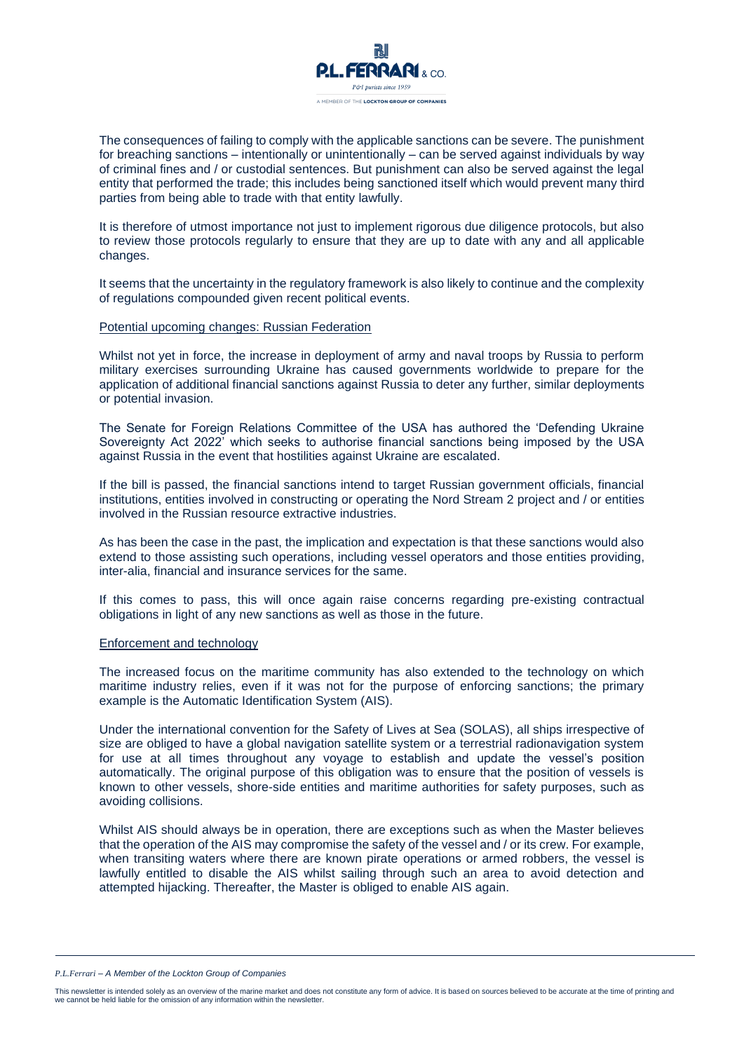The consequences of failing to comply with the applicable sanctions can be severe. The punishment for breaching sanctions – intentionally or unintentionally – can be served against individuals by way of criminal fines and / or custodial sentences. But punishment can also be served against the legal entity that performed the trade; this includes being sanctioned itself which would prevent many third parties from being able to trade with that entity lawfully.

It is therefore of utmost importance not just to implement rigorous due diligence protocols, but also to review those protocols regularly to ensure that they are up to date with any and all applicable changes.

It seems that the uncertainty in the regulatory framework is also likely to continue and the complexity of regulations compounded given recent political events.

## Potential upcoming changes: Russian Federation

Whilst not yet in force, the increase in deployment of army and naval troops by Russia to perform military exercises surrounding Ukraine has caused governments worldwide to prepare for the application of additional financial sanctions against Russia to deter any further, similar deployments or potential invasion.

The Senate for Foreign Relations Committee of the USA has authored the 'Defending Ukraine Sovereignty Act 2022' which seeks to authorise financial sanctions being imposed by the USA against Russia in the event that hostilities against Ukraine are escalated.

If the bill is passed, the financial sanctions intend to target Russian government officials, financial institutions, entities involved in constructing or operating the Nord Stream 2 project and / or entities involved in the Russian resource extractive industries.

As has been the case in the past, the implication and expectation is that these sanctions would also extend to those assisting such operations, including vessel operators and those entities providing, inter-alia, financial and insurance services for the same.

If this comes to pass, this will once again raise concerns regarding pre-existing contractual obligations in light of any new sanctions as well as those in the future.

## Enforcement and technology

The increased focus on the maritime community has also extended to the technology on which maritime industry relies, even if it was not for the purpose of enforcing sanctions; the primary example is the Automatic Identification System (AIS).

Under the international convention for the Safety of Lives at Sea (SOLAS), all ships irrespective of size are obliged to have a global navigation satellite system or a terrestrial radionavigation system for use at all times throughout any voyage to establish and update the vessel's position automatically. The original purpose of this obligation was to ensure that the position of vessels is known to other vessels, shore-side entities and maritime authorities for safety purposes, such as avoiding collisions.

Whilst AIS should always be in operation, there are exceptions such as when the Master believes that the operation of the AIS may compromise the safety of the vessel and / or its crew. For example, when transiting waters where there are known pirate operations or armed robbers, the vessel is lawfully entitled to disable the AIS whilst sailing through such an area to avoid detection and attempted hijacking. Thereafter, the Master is obliged to enable AIS again.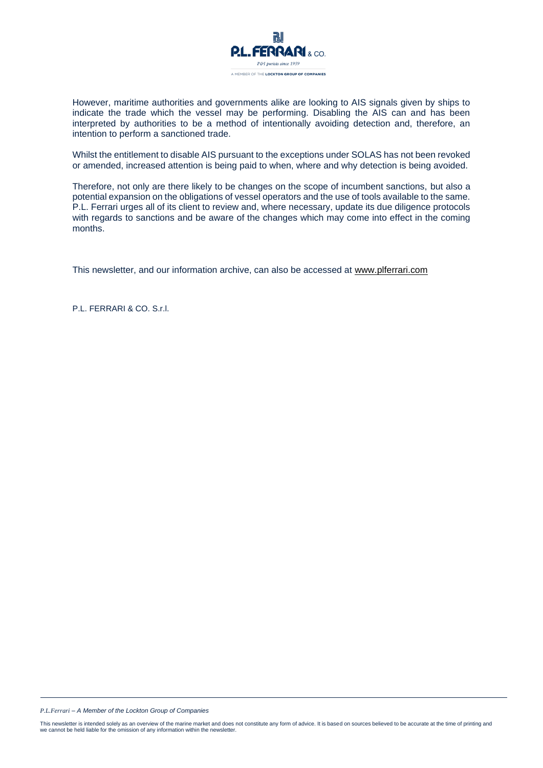However, maritime authorities and governments alike are looking to AIS signals given by ships to indicate the trade which the vessel may be performing. Disabling the AIS can and has been interpreted by authorities to be a method of intentionally avoiding detection and, therefore, an intention to perform a sanctioned trade.

Whilst the entitlement to disable AIS pursuant to the exceptions under SOLAS has not been revoked or amended, increased attention is being paid to when, where and why detection is being avoided.

Therefore, not only are there likely to be changes on the scope of incumbent sanctions, but also a potential expansion on the obligations of vessel operators and the use of tools available to the same. P.L. Ferrari urges all of its client to review and, where necessary, update its due diligence protocols with regards to sanctions and be aware of the changes which may come into effect in the coming months.

This newsletter, and our information archive, can also be accessed at www.plferrari.com

P.L. FERRARI & CO. S.r.l.

*P.L.Ferrari – A Member of the Lockton Group of Companies*

This newsletter is intended solely as an overview of the marine market and does not constitute any form of advice. It is based on sources believed to be accurate at the time of printing and we cannot be held liable for the omission of any information within the newsletter.